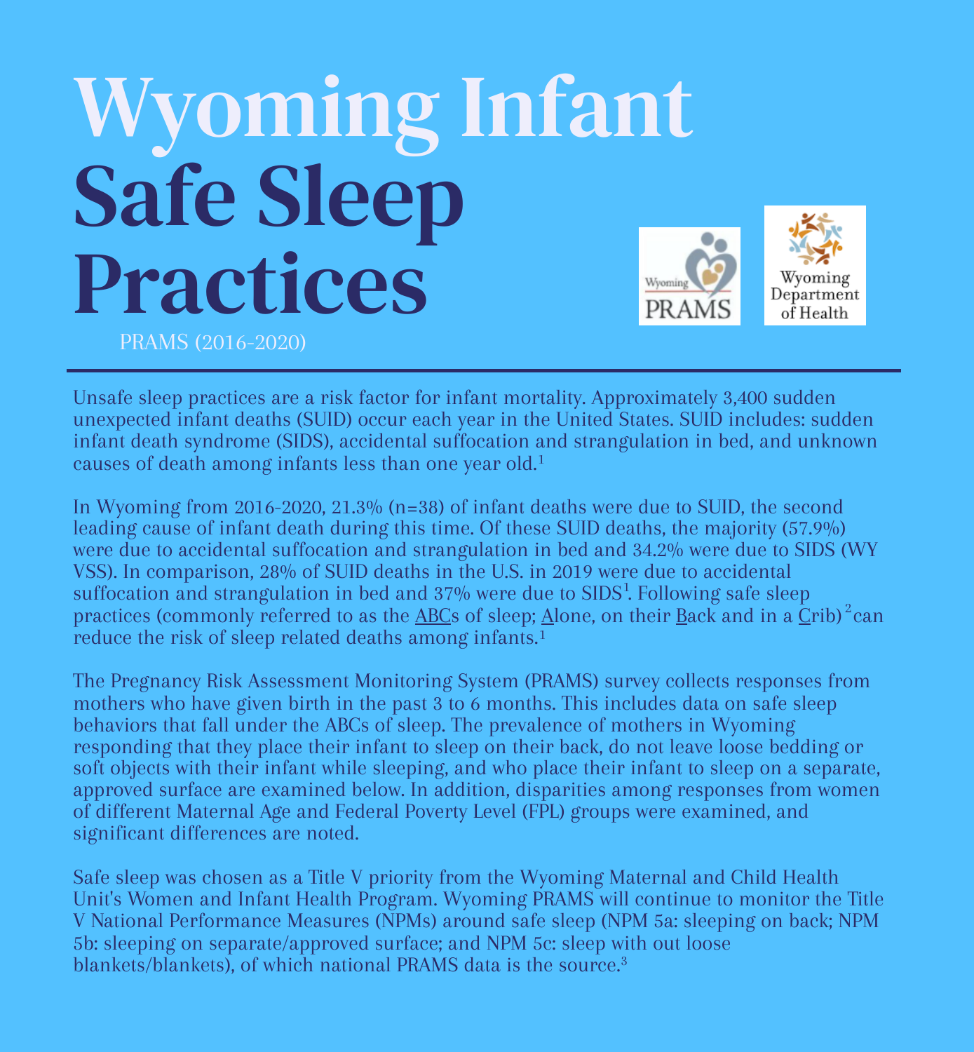# Wyoming Infant Safe Sleep Practices

PRAMS (2016-2020)

Wyoming PRAMS

Wyoming Department of Health

Unsafe sleep practices are a risk factor for infant mortality. Approximately 3,400 sudden unexpected infant deaths (SUID) occur each year in the United States. SUID includes: sudden infant death syndrome (SIDS), accidental suffocation and strangulation in bed, and unknown causes of death among infants less than one year old.[1]

In Wyoming from 2016-2020, 21.3% (n=38) of infant deaths were due to SUID, the second leading cause of infant death during this time. Of these SUID deaths, the majority (57.9%) were due to accidental suffocation and strangulation in bed and 34.2% were due to SIDS (WY VSS). In comparison, 28% of SUID deaths in the U.S. in 2019 were due to accidental suffocation and strangulation in bed and 37% were due to SIDS[1]. Following safe sleep practices (commonly referred to as the ABCs of sleep; Alone, on their Back and in a Crib)[2] can reduce the risk of sleep related deaths among infants.[1]

The Pregnancy Risk Assessment Monitoring System (PRAMS) survey collects responses from mothers who have given birth in the past 3 to 6 months. This includes data on safe sleep behaviors that fall under the ABCs of sleep. The prevalence of mothers in Wyoming responding that they place their infant to sleep on their back, do not leave loose bedding or soft objects with their infant while sleeping, and who place their infant to sleep on a separate, approved surface are examined below. In addition, disparities among responses from women of different Maternal Age and Federal Poverty Level (FPL) groups were examined, and significant differences are noted.

Safe sleep was chosen as a Title V priority from the Wyoming Maternal and Child Health Unit's Women and Infant Health Program. Wyoming PRAMS will continue to monitor the Title V National Performance Measures (NPMs) around safe sleep (NPM 5a: sleeping on back; NPM 5b: sleeping on separate/approved surface; and NPM 5c: sleep with out loose blankets/blankets), of which national PRAMS data is the source.[3]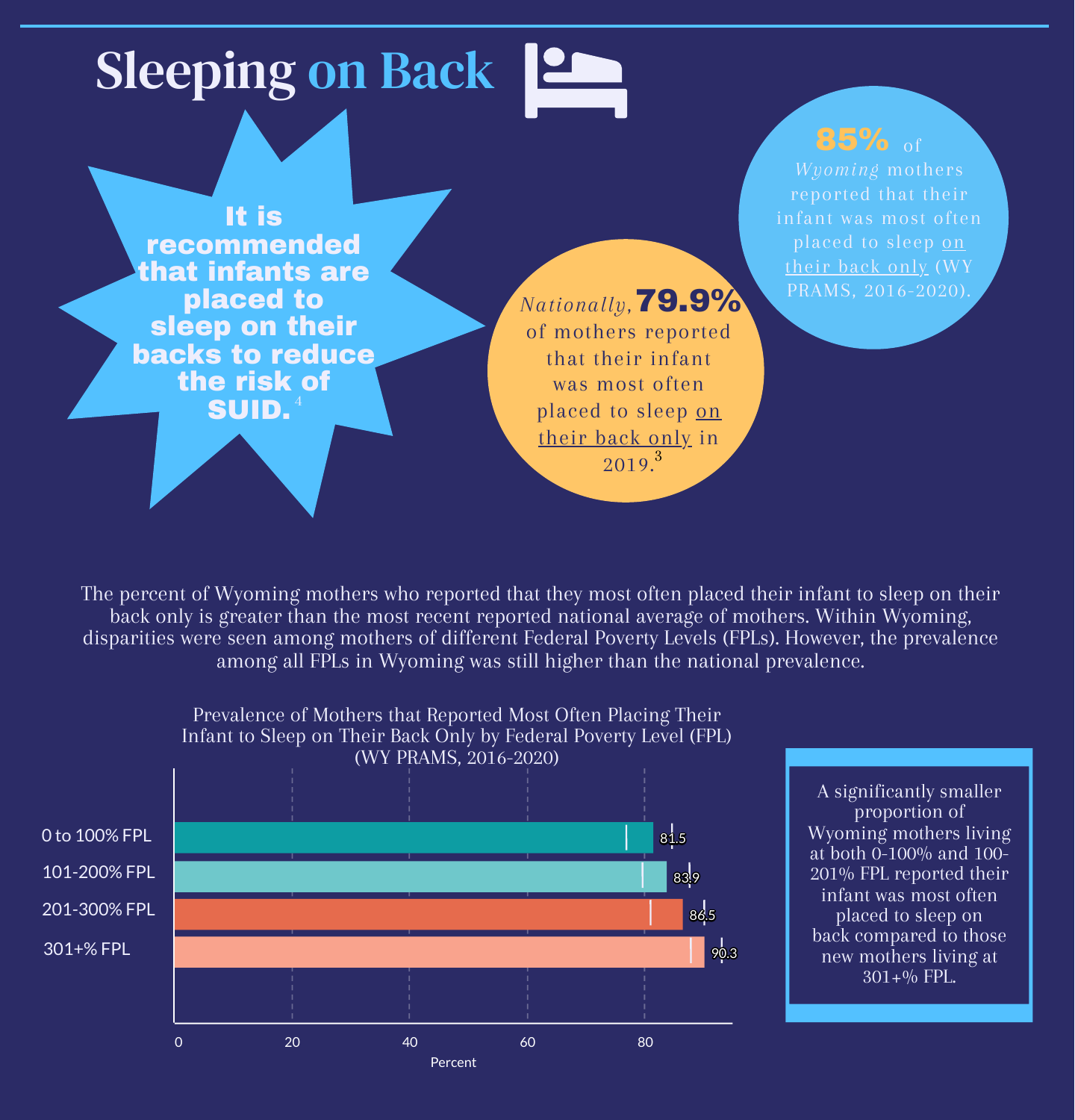# Sleeping on Back

**It is recommended that infants are placed to sleep on their backs to reduce the risk of SUID.**[4]

*Nationally*, **79.9%** of mothers reported that their infant was most often placed to sleep on their back only in 2019.[3]

**85%** of *Wyoming* mothers reported that their infant was most often placed to sleep on their back only (WY PRAMS, 2016-2020).

The percent of Wyoming mothers who reported that they most often placed their infant to sleep on their back only is greater than the most recent reported national average of mothers. Within Wyoming, disparities were seen among mothers of different Federal Poverty Levels (FPLs). However, the prevalence among all FPLs in Wyoming was still higher than the national prevalence.

Prevalence of Mothers that Reported Most Often Placing Their Infant to Sleep on Their Back Only by Federal Poverty Level (FPL) (WY PRAMS, 2016-2020)

| FPL | Percent |
|---|---|
| 0 to 100% FPL | 81.5 |
| 101-200% FPL | 83.9 |
| 201-300% FPL | 86.5 |
| 301+% FPL | 90.3 |

A significantly smaller proportion of Wyoming mothers living at both 0-100% and 100-201% FPL reported their infant was most often placed to sleep on back compared to those new mothers living at 301+% FPL.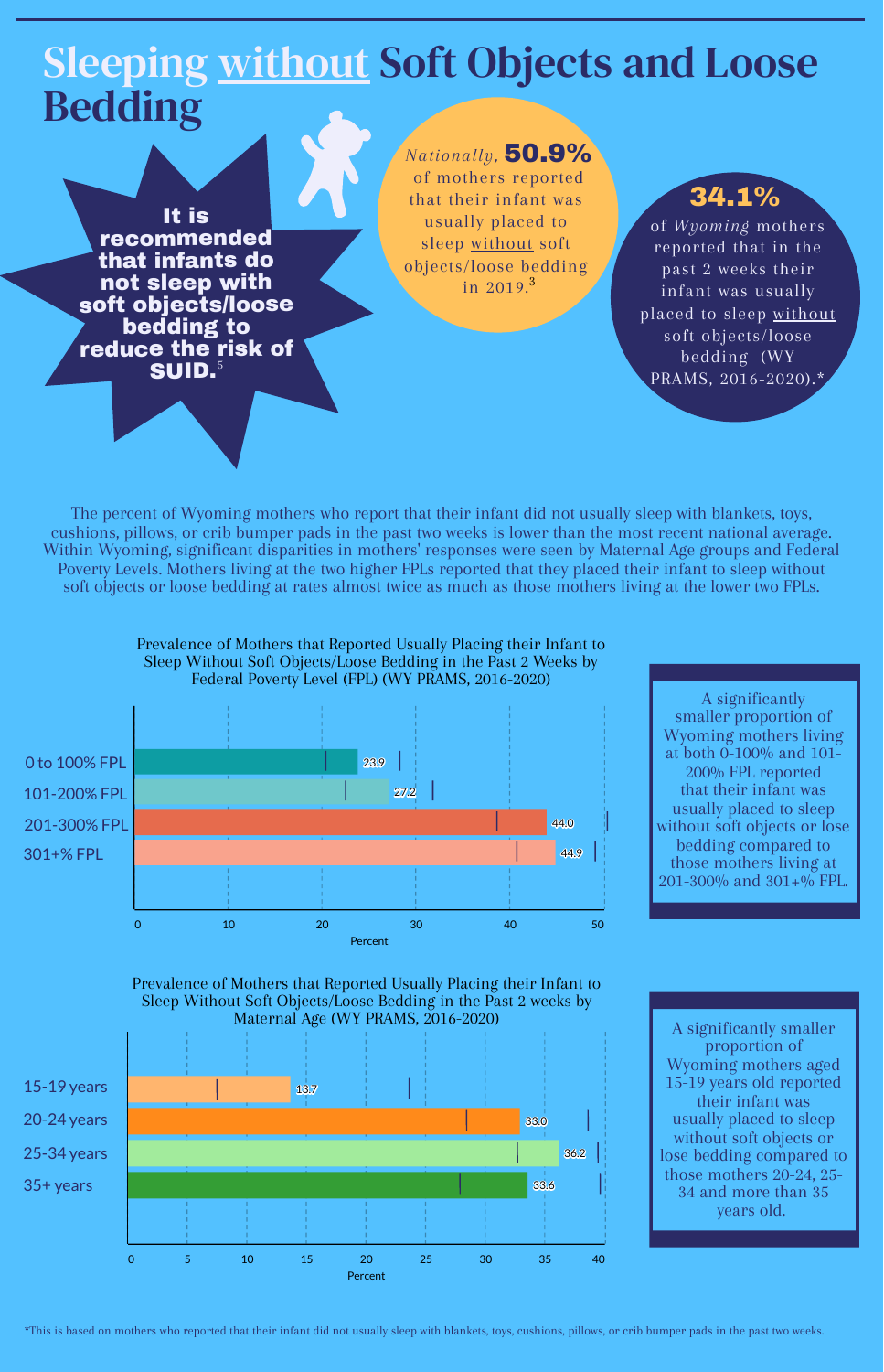# Sleeping without Soft Objects and Loose Bedding

**It is recommended that infants do not sleep with soft objects/loose bedding to reduce the risk of SUID.**[5]

*Nationally,* **50.9%** of mothers reported that their infant was usually placed to sleep without soft objects/loose bedding in 2019.[3]

**34.1%** of *Wyoming* mothers reported that in the past 2 weeks their infant was usually placed to sleep without soft objects/loose bedding (WY PRAMS, 2016-2020).*

The percent of Wyoming mothers who report that their infant did not usually sleep with blankets, toys, cushions, pillows, or crib bumper pads in the past two weeks is lower than the most recent national average. Within Wyoming, significant disparities in mothers' responses were seen by Maternal Age groups and Federal Poverty Levels. Mothers living at the two higher FPLs reported that they placed their infant to sleep without soft objects or loose bedding at rates almost twice as much as those mothers living at the lower two FPLs.

**Prevalence of Mothers that Reported Usually Placing their Infant to Sleep Without Soft Objects/Loose Bedding in the Past 2 Weeks by Federal Poverty Level (FPL) (WY PRAMS, 2016-2020)**

| FPL | Percent |
|---|---|
| 0 to 100% FPL | 23.9 |
| 101-200% FPL | 27.2 |
| 201-300% FPL | 44.0 |
| 301+% FPL | 44.9 |

A significantly smaller proportion of Wyoming mothers living at both 0-100% and 101-200% FPL reported that their infant was usually placed to sleep without soft objects or lose bedding compared to those mothers living at 201-300% and 301+% FPL.

**Prevalence of Mothers that Reported Usually Placing their Infant to Sleep Without Soft Objects/Loose Bedding in the Past 2 weeks by Maternal Age (WY PRAMS, 2016-2020)**

| Maternal Age | Percent |
|---|---|
| 15-19 years | 13.7 |
| 20-24 years | 33.0 |
| 25-34 years | 36.2 |
| 35+ years | 33.6 |

A significantly smaller proportion of Wyoming mothers aged 15-19 years old reported their infant was usually placed to sleep without soft objects or lose bedding compared to those mothers 20-24, 25-34 and more than 35 years old.

*This is based on mothers who reported that their infant did not usually sleep with blankets, toys, cushions, pillows, or crib bumper pads in the past two weeks.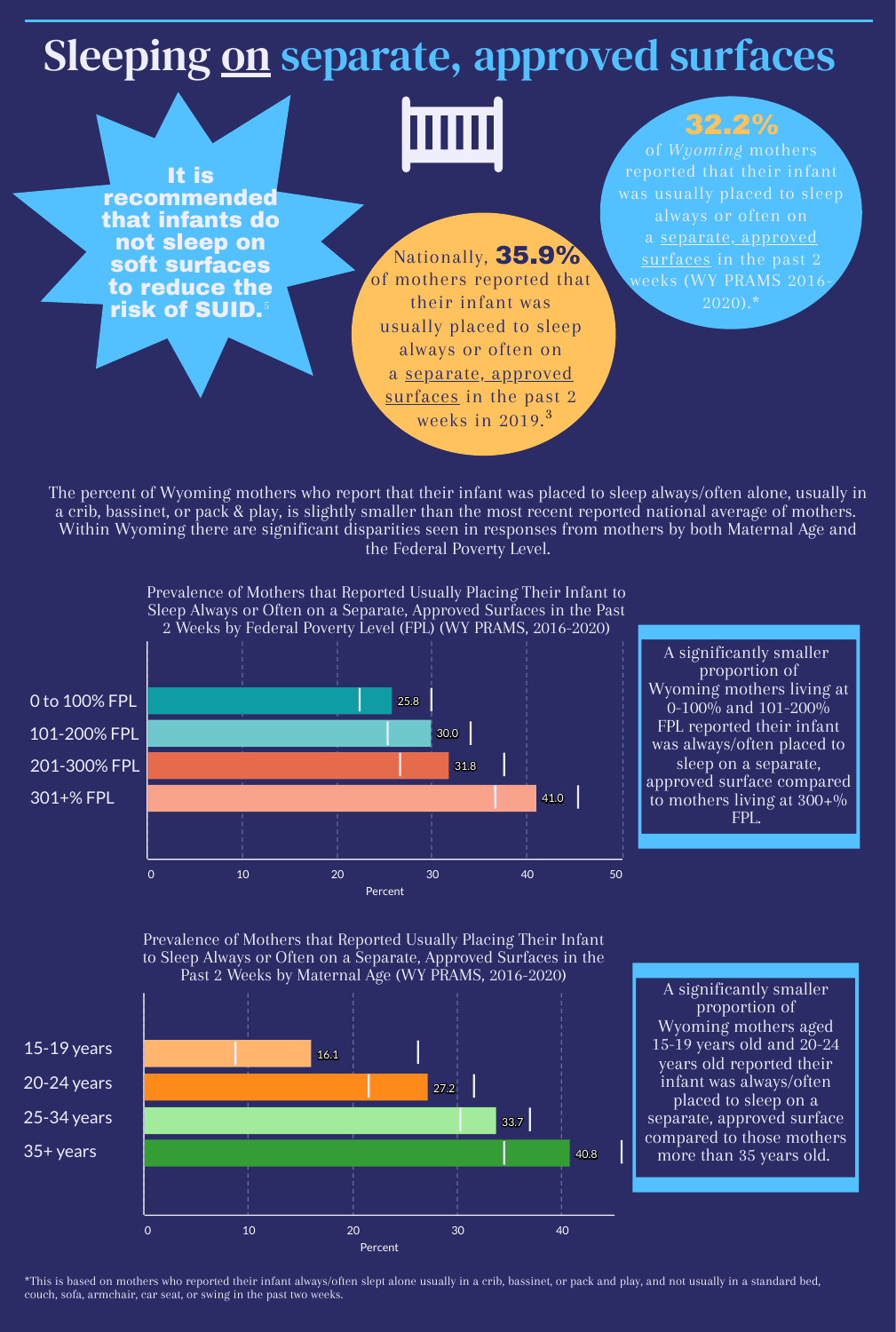# Sleeping on separate, approved surfaces

**It is recommended that infants do not sleep on soft surfaces to reduce the risk of SUID.**[5]

Nationally, **35.9%** of mothers reported that their infant was usually placed to sleep always or often on a separate, approved surfaces in the past 2 weeks in 2019.[3]

**32.2%** of *Wyoming* mothers reported that their infant was usually placed to sleep always or often on a separate, approved surfaces in the past 2 weeks (WY PRAMS 2016-2020).*

The percent of Wyoming mothers who report that their infant was placed to sleep always/often alone, usually in a crib, bassinet, or pack & play, is slightly smaller than the most recent reported national average of mothers. Within Wyoming there are significant disparities seen in responses from mothers by both Maternal Age and the Federal Poverty Level.

Prevalence of Mothers that Reported Usually Placing Their Infant to Sleep Always or Often on a Separate, Approved Surfaces in the Past 2 Weeks by Federal Poverty Level (FPL) (WY PRAMS, 2016-2020)

| FPL | Percent |
| --- | --- |
| 0 to 100% FPL | 25.8 |
| 101-200% FPL | 30.0 |
| 201-300% FPL | 31.8 |
| 301+% FPL | 41.0 |

A significantly smaller proportion of Wyoming mothers living at 0-100% and 101-200% FPL reported their infant was always/often placed to sleep on a separate, approved surface compared to mothers living at 300+% FPL.

Prevalence of Mothers that Reported Usually Placing Their Infant to Sleep Always or Often on a Separate, Approved Surfaces in the Past 2 Weeks by Maternal Age (WY PRAMS, 2016-2020)

| Maternal Age | Percent |
| --- | --- |
| 15-19 years | 16.1 |
| 20-24 years | 27.2 |
| 25-34 years | 33.7 |
| 35+ years | 40.8 |

A significantly smaller proportion of Wyoming mothers aged 15-19 years old and 20-24 years old reported their infant was always/often placed to sleep on a separate, approved surface compared to those mothers more than 35 years old.

*This is based on mothers who reported their infant always/often slept alone usually in a crib, bassinet, or pack and play, and not usually in a standard bed, couch, sofa, armchair, car seat, or swing in the past two weeks.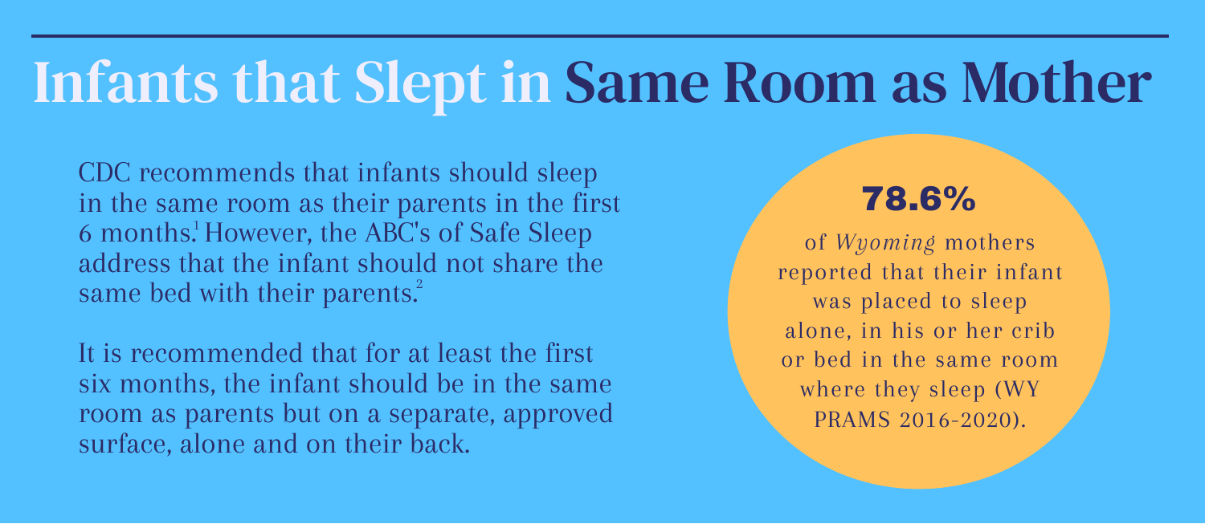# Infants that Slept in Same Room as Mother

CDC recommends that infants should sleep in the same room as their parents in the first 6 months.[1] However, the ABC's of Safe Sleep address that the infant should not share the same bed with their parents.[2]

It is recommended that for at least the first six months, the infant should be in the same room as parents but on a separate, approved surface, alone and on their back.

**78.6%**

of *Wyoming* mothers reported that their infant was placed to sleep alone, in his or her crib or bed in the same room where they sleep (WY PRAMS 2016-2020).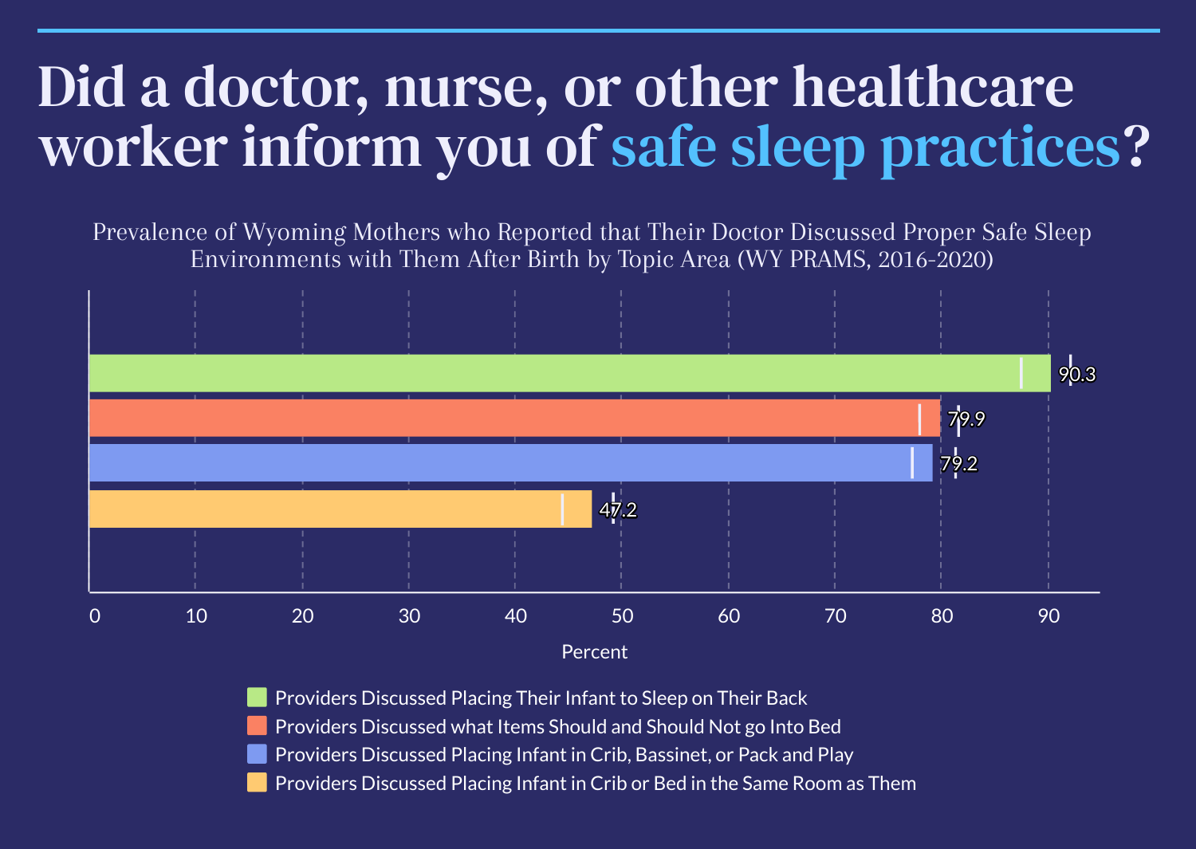# Did a doctor, nurse, or other healthcare worker inform you of safe sleep practices?

Prevalence of Wyoming Mothers who Reported that Their Doctor Discussed Proper Safe Sleep Environments with Them After Birth by Topic Area (WY PRAMS, 2016-2020)

| Topic Area | Percent |
|---|---|
| Providers Discussed Placing Their Infant to Sleep on Their Back | 90.3 |
| Providers Discussed what Items Should and Should Not go Into Bed | 79.9 |
| Providers Discussed Placing Infant in Crib, Bassinet, or Pack and Play | 79.2 |
| Providers Discussed Placing Infant in Crib or Bed in the Same Room as Them | 47.2 |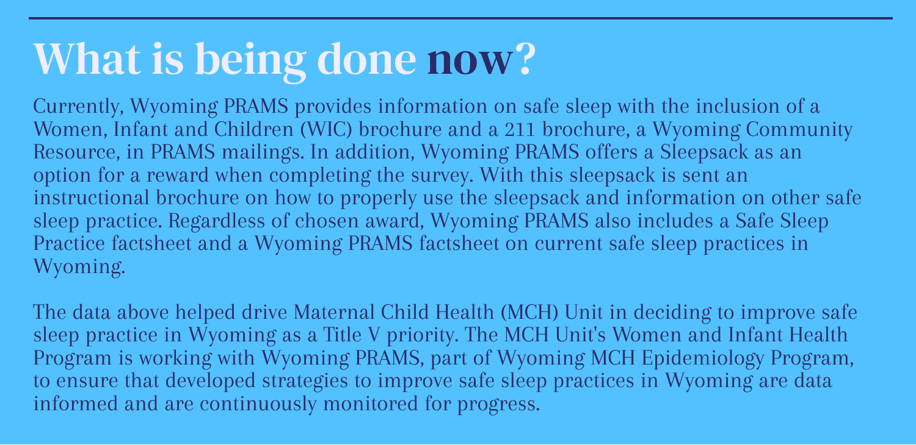# What is being done now?

Currently, Wyoming PRAMS provides information on safe sleep with the inclusion of a Women, Infant and Children (WIC) brochure and a 211 brochure, a Wyoming Community Resource, in PRAMS mailings. In addition, Wyoming PRAMS offers a Sleepsack as an option for a reward when completing the survey. With this sleepsack is sent an instructional brochure on how to properly use the sleepsack and information on other safe sleep practice. Regardless of chosen award, Wyoming PRAMS also includes a Safe Sleep Practice factsheet and a Wyoming PRAMS factsheet on current safe sleep practices in Wyoming.

The data above helped drive Maternal Child Health (MCH) Unit in deciding to improve safe sleep practice in Wyoming as a Title V priority. The MCH Unit's Women and Infant Health Program is working with Wyoming PRAMS, part of Wyoming MCH Epidemiology Program, to ensure that developed strategies to improve safe sleep practices in Wyoming are data informed and are continuously monitored for progress.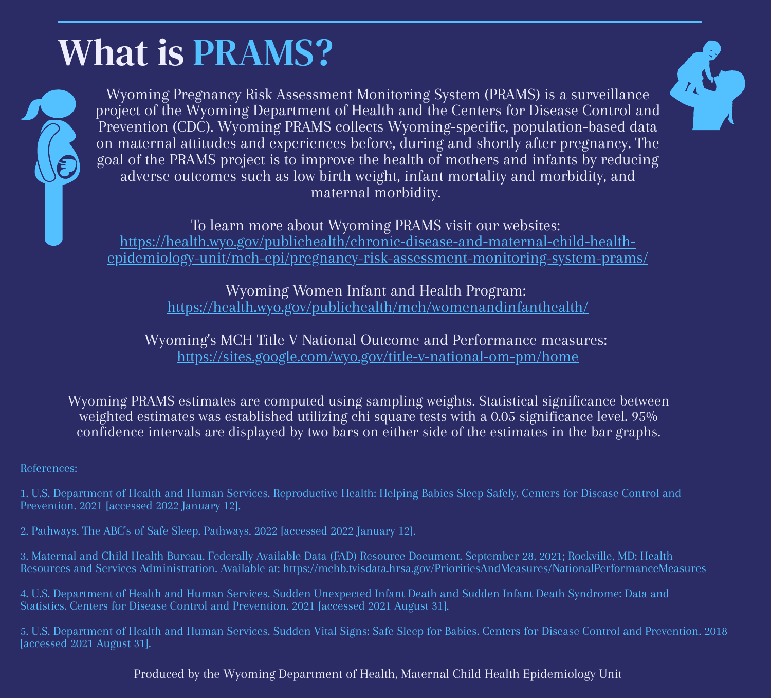# What is PRAMS?

Wyoming Pregnancy Risk Assessment Monitoring System (PRAMS) is a surveillance project of the Wyoming Department of Health and the Centers for Disease Control and Prevention (CDC). Wyoming PRAMS collects Wyoming-specific, population-based data on maternal attitudes and experiences before, during and shortly after pregnancy. The goal of the PRAMS project is to improve the health of mothers and infants by reducing adverse outcomes such as low birth weight, infant mortality and morbidity, and maternal morbidity.

To learn more about Wyoming PRAMS visit our websites:
https://health.wyo.gov/publichealth/chronic-disease-and-maternal-child-health-epidemiology-unit/mch-epi/pregnancy-risk-assessment-monitoring-system-prams/

Wyoming Women Infant and Health Program:
https://health.wyo.gov/publichealth/mch/womenandinfanthealth/

Wyoming's MCH Title V National Outcome and Performance measures:
https://sites.google.com/wyo.gov/title-v-national-om-pm/home

Wyoming PRAMS estimates are computed using sampling weights. Statistical significance between weighted estimates was established utilizing chi square tests with a 0.05 significance level. 95% confidence intervals are displayed by two bars on either side of the estimates in the bar graphs.

References:

1. U.S. Department of Health and Human Services. Reproductive Health: Helping Babies Sleep Safely. Centers for Disease Control and Prevention. 2021 [accessed 2022 January 12].

2. Pathways. The ABC's of Safe Sleep. Pathways. 2022 [accessed 2022 January 12].

3. Maternal and Child Health Bureau. Federally Available Data (FAD) Resource Document. September 28, 2021; Rockville, MD: Health Resources and Services Administration. Available at: https://mchb.tvisdata.hrsa.gov/PrioritiesAndMeasures/NationalPerformanceMeasures

4. U.S. Department of Health and Human Services. Sudden Unexpected Infant Death and Sudden Infant Death Syndrome: Data and Statistics. Centers for Disease Control and Prevention. 2021 [accessed 2021 August 31].

5. U.S. Department of Health and Human Services. Sudden Vital Signs: Safe Sleep for Babies. Centers for Disease Control and Prevention. 2018 [accessed 2021 August 31].

Produced by the Wyoming Department of Health, Maternal Child Health Epidemiology Unit